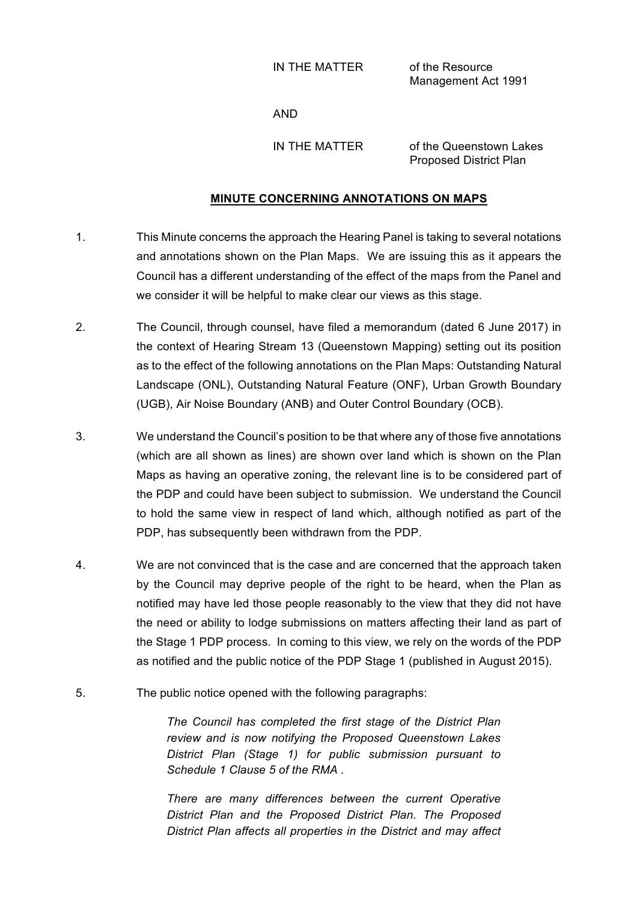IN THE MATTER of the Resource Management Act 1991

AND

IN THE MATTER of the Queenstown Lakes Proposed District Plan

## MINUTE CONCERNING ANNOTATIONS ON MAPS

1. This Minute concerns the approach the Hearing Panel is taking to several notations and annotations shown on the Plan Maps. We are issuing this as it appears the Council has a different understanding of the effect of the maps from the Panel and we consider it will be helpful to make clear our views as this stage.

2. The Council, through counsel, have filed a memorandum (dated 6 June 2017) in the context of Hearing Stream 13 (Queenstown Mapping) setting out its position as to the effect of the following annotations on the Plan Maps: Outstanding Natural Landscape (ONL), Outstanding Natural Feature (ONF), Urban Growth Boundary (UGB), Air Noise Boundary (ANB) and Outer Control Boundary (OCB).

3. We understand the Council's position to be that where any of those five annotations (which are all shown as lines) are shown over land which is shown on the Plan Maps as having an operative zoning, the relevant line is to be considered part of the PDP and could have been subject to submission. We understand the Council to hold the same view in respect of land which, although notified as part of the PDP, has subsequently been withdrawn from the PDP.

4. We are not convinced that is the case and are concerned that the approach taken by the Council may deprive people of the right to be heard, when the Plan as notified may have led those people reasonably to the view that they did not have the need or ability to lodge submissions on matters affecting their land as part of the Stage 1 PDP process. In coming to this view, we rely on the words of the PDP as notified and the public notice of the PDP Stage 1 (published in August 2015).

5. The public notice opened with the following paragraphs:

   *The Council has completed the first stage of the District Plan review and is now notifying the Proposed Queenstown Lakes District Plan (Stage 1) for public submission pursuant to Schedule 1 Clause 5 of the RMA .*

   *There are many differences between the current Operative District Plan and the Proposed District Plan. The Proposed District Plan affects all properties in the District and may affect*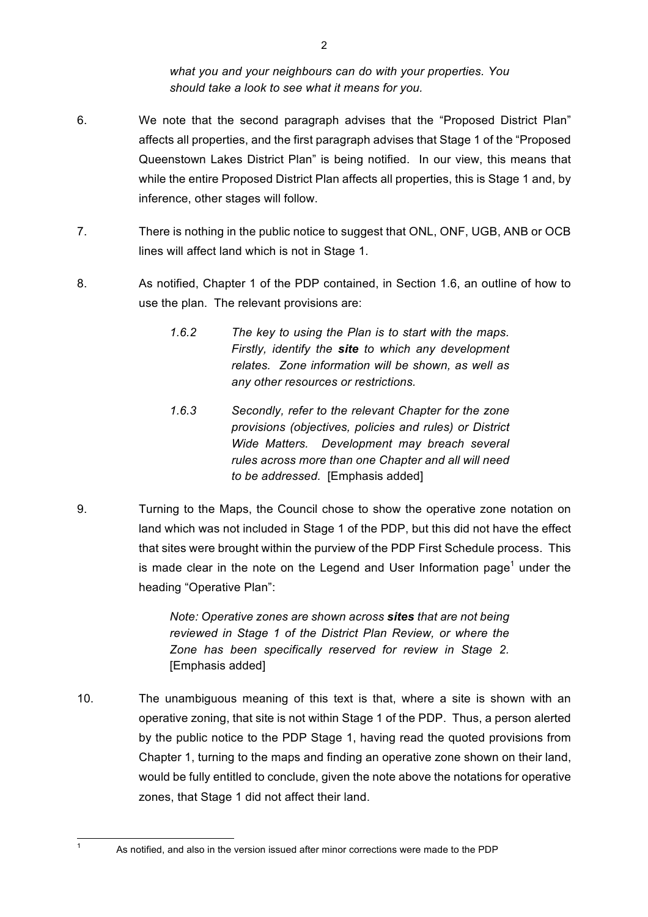*what you and your neighbours can do with your properties. You should take a look to see what it means for you.*

6. We note that the second paragraph advises that the "Proposed District Plan" affects all properties, and the first paragraph advises that Stage 1 of the "Proposed Queenstown Lakes District Plan" is being notified. In our view, this means that while the entire Proposed District Plan affects all properties, this is Stage 1 and, by inference, other stages will follow.

7. There is nothing in the public notice to suggest that ONL, ONF, UGB, ANB or OCB lines will affect land which is not in Stage 1.

8. As notified, Chapter 1 of the PDP contained, in Section 1.6, an outline of how to use the plan. The relevant provisions are:

   > *1.6.2 The key to using the Plan is to start with the maps. Firstly, identify the **site** to which any development relates. Zone information will be shown, as well as any other resources or restrictions.*
   >
   > *1.6.3 Secondly, refer to the relevant Chapter for the zone provisions (objectives, policies and rules) or District Wide Matters. Development may breach several rules across more than one Chapter and all will need to be addressed.* [Emphasis added]

9. Turning to the Maps, the Council chose to show the operative zone notation on land which was not included in Stage 1 of the PDP, but this did not have the effect that sites were brought within the purview of the PDP First Schedule process. This is made clear in the note on the Legend and User Information page[1] under the heading "Operative Plan":

   > *Note: Operative zones are shown across **sites** that are not being reviewed in Stage 1 of the District Plan Review, or where the Zone has been specifically reserved for review in Stage 2.* [Emphasis added]

10. The unambiguous meaning of this text is that, where a site is shown with an operative zoning, that site is not within Stage 1 of the PDP. Thus, a person alerted by the public notice to the PDP Stage 1, having read the quoted provisions from Chapter 1, turning to the maps and finding an operative zone shown on their land, would be fully entitled to conclude, given the note above the notations for operative zones, that Stage 1 did not affect their land.

---

[1] As notified, and also in the version issued after minor corrections were made to the PDP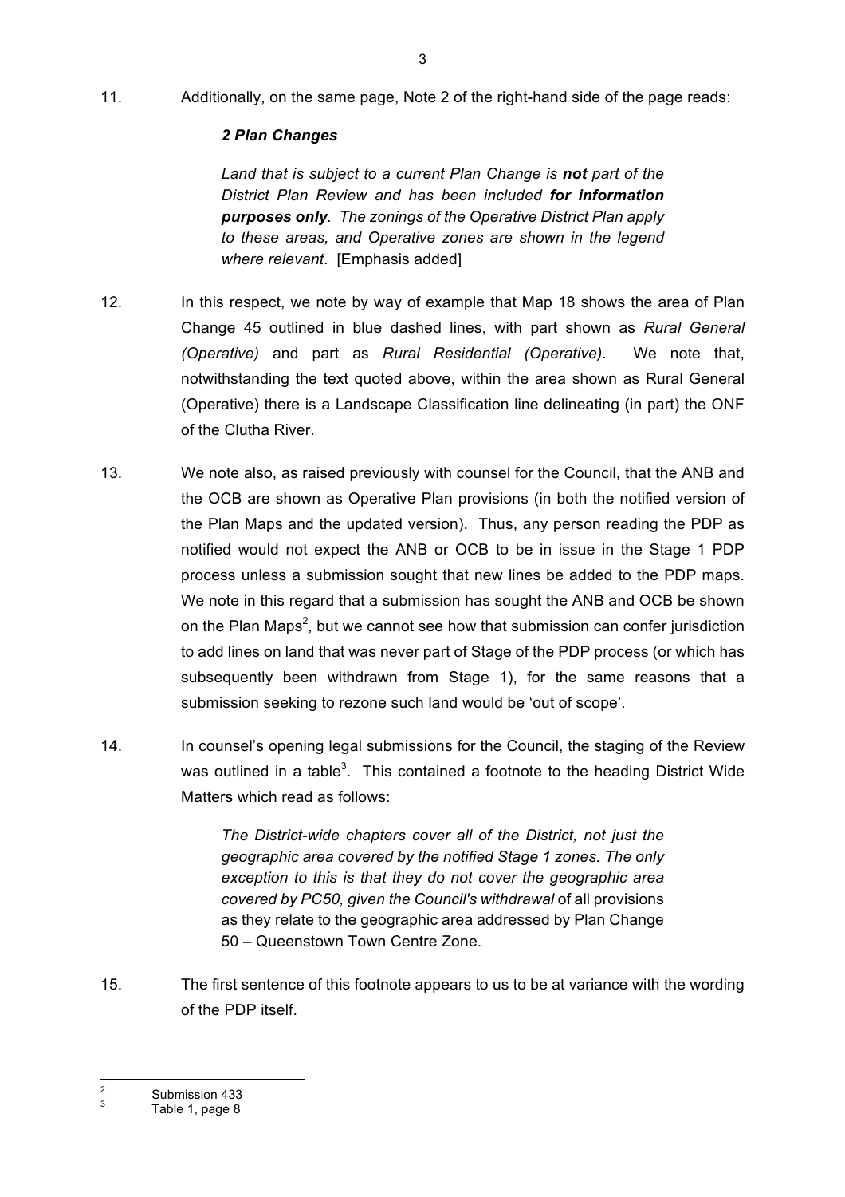11. Additionally, on the same page, Note 2 of the right-hand side of the page reads:

> ***2 Plan Changes***
>
> *Land that is subject to a current Plan Change is **not** part of the District Plan Review and has been included **for information purposes only**. The zonings of the Operative District Plan apply to these areas, and Operative zones are shown in the legend where relevant*. [Emphasis added]

12. In this respect, we note by way of example that Map 18 shows the area of Plan Change 45 outlined in blue dashed lines, with part shown as *Rural General (Operative)* and part as *Rural Residential (Operative)*. We note that, notwithstanding the text quoted above, within the area shown as Rural General (Operative) there is a Landscape Classification line delineating (in part) the ONF of the Clutha River.

13. We note also, as raised previously with counsel for the Council, that the ANB and the OCB are shown as Operative Plan provisions (in both the notified version of the Plan Maps and the updated version). Thus, any person reading the PDP as notified would not expect the ANB or OCB to be in issue in the Stage 1 PDP process unless a submission sought that new lines be added to the PDP maps. We note in this regard that a submission has sought the ANB and OCB be shown on the Plan Maps[2], but we cannot see how that submission can confer jurisdiction to add lines on land that was never part of Stage of the PDP process (or which has subsequently been withdrawn from Stage 1), for the same reasons that a submission seeking to rezone such land would be 'out of scope'.

14. In counsel's opening legal submissions for the Council, the staging of the Review was outlined in a table[3]. This contained a footnote to the heading District Wide Matters which read as follows:

> *The District-wide chapters cover all of the District, not just the geographic area covered by the notified Stage 1 zones. The only exception to this is that they do not cover the geographic area covered by PC50, given the Council's withdrawal* of all provisions as they relate to the geographic area addressed by Plan Change 50 – Queenstown Town Centre Zone.

15. The first sentence of this footnote appears to us to be at variance with the wording of the PDP itself.

---

[2] Submission 433

[3] Table 1, page 8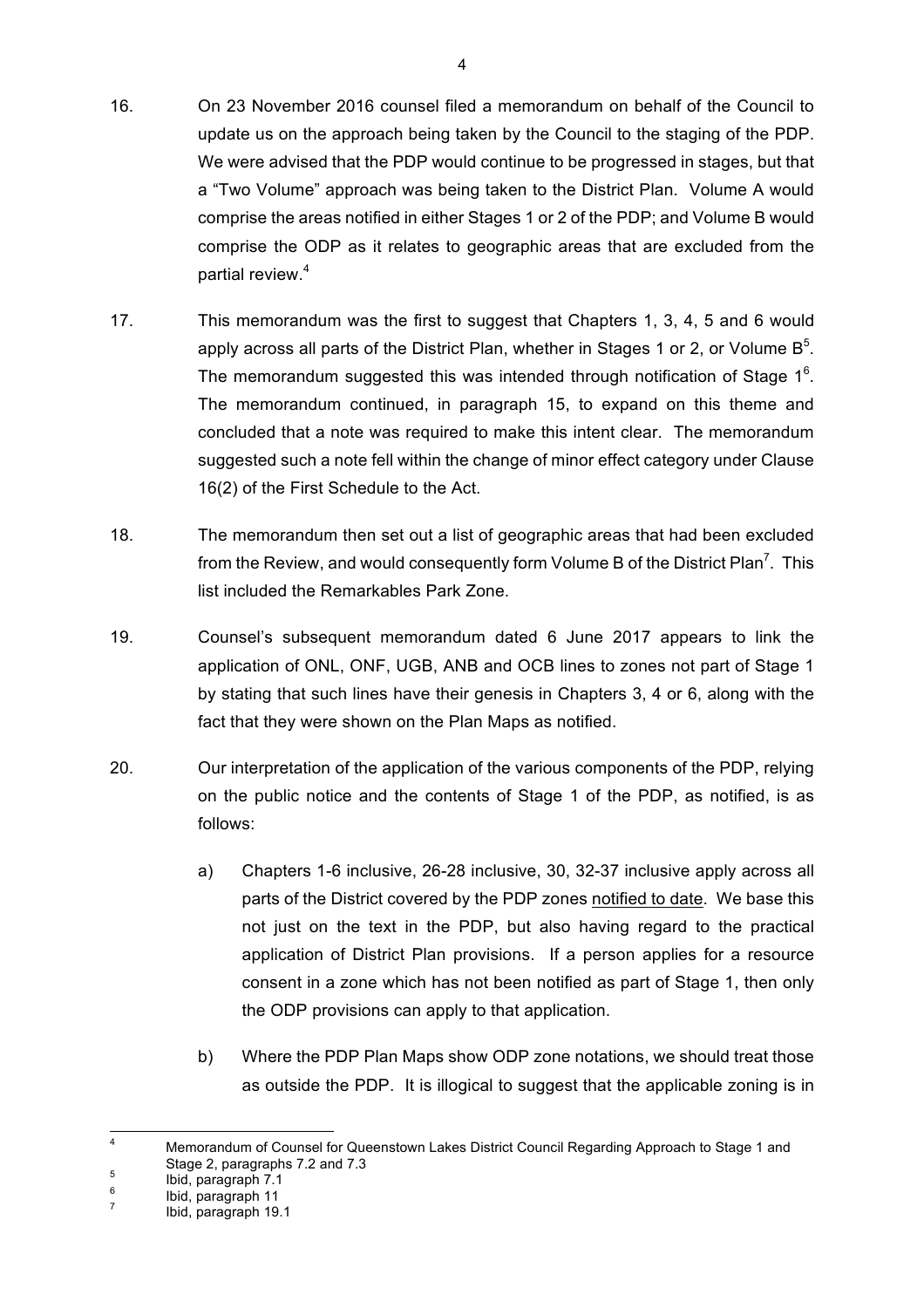16. On 23 November 2016 counsel filed a memorandum on behalf of the Council to update us on the approach being taken by the Council to the staging of the PDP. We were advised that the PDP would continue to be progressed in stages, but that a "Two Volume" approach was being taken to the District Plan. Volume A would comprise the areas notified in either Stages 1 or 2 of the PDP; and Volume B would comprise the ODP as it relates to geographic areas that are excluded from the partial review.[4]

17. This memorandum was the first to suggest that Chapters 1, 3, 4, 5 and 6 would apply across all parts of the District Plan, whether in Stages 1 or 2, or Volume B[5]. The memorandum suggested this was intended through notification of Stage 1[6]. The memorandum continued, in paragraph 15, to expand on this theme and concluded that a note was required to make this intent clear. The memorandum suggested such a note fell within the change of minor effect category under Clause 16(2) of the First Schedule to the Act.

18. The memorandum then set out a list of geographic areas that had been excluded from the Review, and would consequently form Volume B of the District Plan[7]. This list included the Remarkables Park Zone.

19. Counsel's subsequent memorandum dated 6 June 2017 appears to link the application of ONL, ONF, UGB, ANB and OCB lines to zones not part of Stage 1 by stating that such lines have their genesis in Chapters 3, 4 or 6, along with the fact that they were shown on the Plan Maps as notified.

20. Our interpretation of the application of the various components of the PDP, relying on the public notice and the contents of Stage 1 of the PDP, as notified, is as follows:

    a) Chapters 1-6 inclusive, 26-28 inclusive, 30, 32-37 inclusive apply across all parts of the District covered by the PDP zones <u>notified to date</u>. We base this not just on the text in the PDP, but also having regard to the practical application of District Plan provisions. If a person applies for a resource consent in a zone which has not been notified as part of Stage 1, then only the ODP provisions can apply to that application.

    b) Where the PDP Plan Maps show ODP zone notations, we should treat those as outside the PDP. It is illogical to suggest that the applicable zoning is in

---

[4] Memorandum of Counsel for Queenstown Lakes District Council Regarding Approach to Stage 1 and Stage 2, paragraphs 7.2 and 7.3

[5] Ibid, paragraph 7.1

[6] Ibid, paragraph 11

[7] Ibid, paragraph 19.1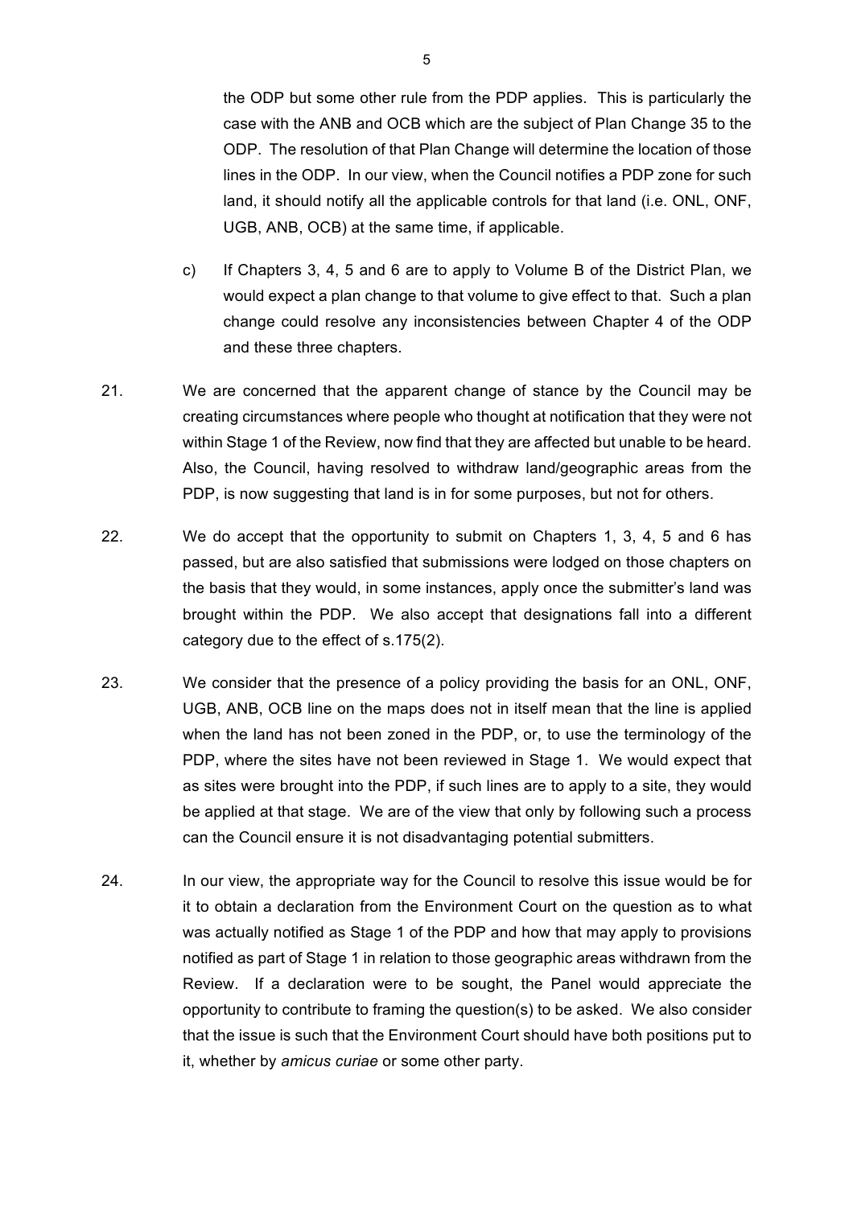the ODP but some other rule from the PDP applies. This is particularly the case with the ANB and OCB which are the subject of Plan Change 35 to the ODP. The resolution of that Plan Change will determine the location of those lines in the ODP. In our view, when the Council notifies a PDP zone for such land, it should notify all the applicable controls for that land (i.e. ONL, ONF, UGB, ANB, OCB) at the same time, if applicable.

c) If Chapters 3, 4, 5 and 6 are to apply to Volume B of the District Plan, we would expect a plan change to that volume to give effect to that. Such a plan change could resolve any inconsistencies between Chapter 4 of the ODP and these three chapters.

21. We are concerned that the apparent change of stance by the Council may be creating circumstances where people who thought at notification that they were not within Stage 1 of the Review, now find that they are affected but unable to be heard. Also, the Council, having resolved to withdraw land/geographic areas from the PDP, is now suggesting that land is in for some purposes, but not for others.

22. We do accept that the opportunity to submit on Chapters 1, 3, 4, 5 and 6 has passed, but are also satisfied that submissions were lodged on those chapters on the basis that they would, in some instances, apply once the submitter's land was brought within the PDP. We also accept that designations fall into a different category due to the effect of s.175(2).

23. We consider that the presence of a policy providing the basis for an ONL, ONF, UGB, ANB, OCB line on the maps does not in itself mean that the line is applied when the land has not been zoned in the PDP, or, to use the terminology of the PDP, where the sites have not been reviewed in Stage 1. We would expect that as sites were brought into the PDP, if such lines are to apply to a site, they would be applied at that stage. We are of the view that only by following such a process can the Council ensure it is not disadvantaging potential submitters.

24. In our view, the appropriate way for the Council to resolve this issue would be for it to obtain a declaration from the Environment Court on the question as to what was actually notified as Stage 1 of the PDP and how that may apply to provisions notified as part of Stage 1 in relation to those geographic areas withdrawn from the Review. If a declaration were to be sought, the Panel would appreciate the opportunity to contribute to framing the question(s) to be asked. We also consider that the issue is such that the Environment Court should have both positions put to it, whether by *amicus curiae* or some other party.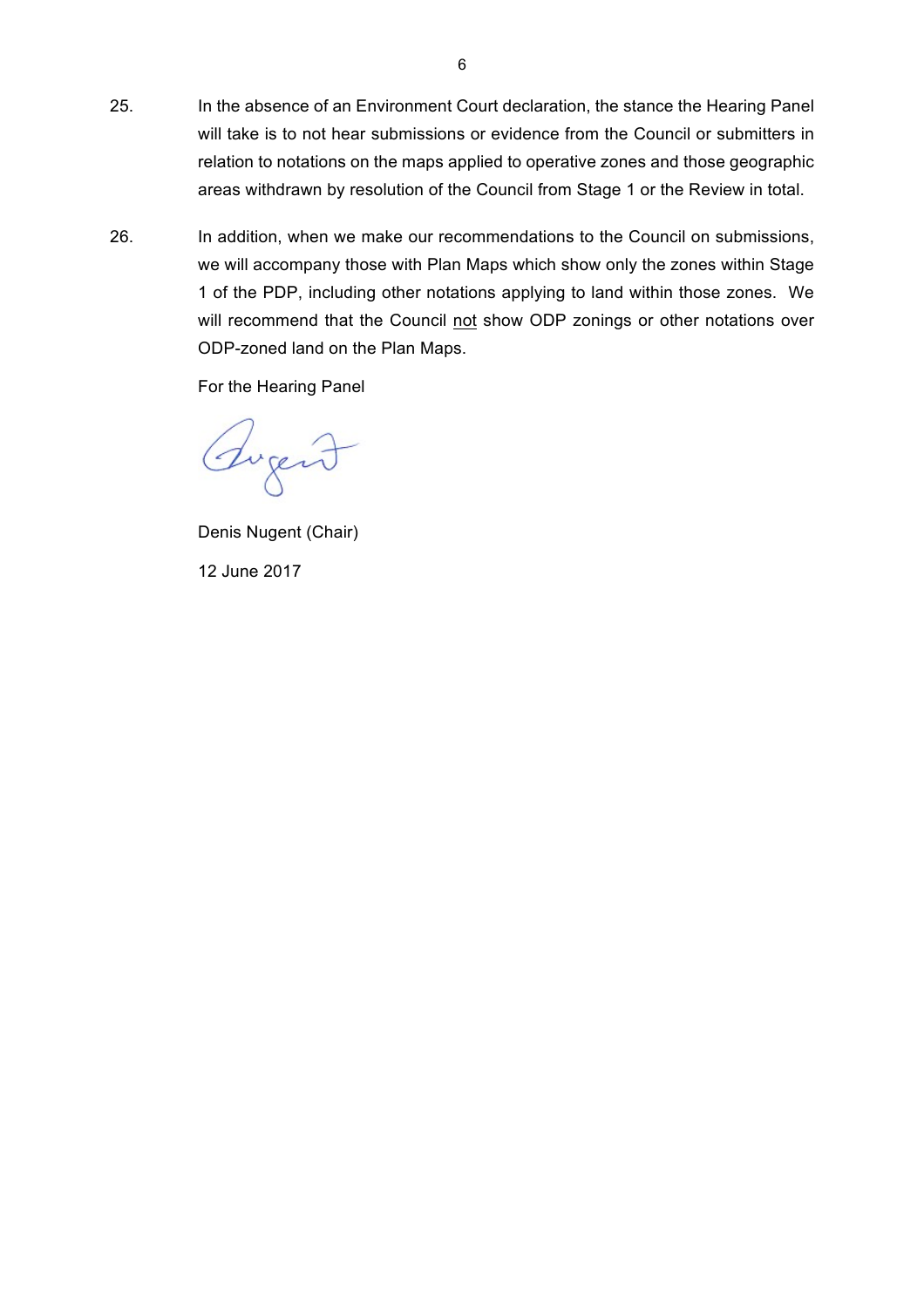25. In the absence of an Environment Court declaration, the stance the Hearing Panel will take is to not hear submissions or evidence from the Council or submitters in relation to notations on the maps applied to operative zones and those geographic areas withdrawn by resolution of the Council from Stage 1 or the Review in total.

26. In addition, when we make our recommendations to the Council on submissions, we will accompany those with Plan Maps which show only the zones within Stage 1 of the PDP, including other notations applying to land within those zones. We will recommend that the Council <u>not</u> show ODP zonings or other notations over ODP-zoned land on the Plan Maps.

For the Hearing Panel

Denis Nugent (Chair)

12 June 2017